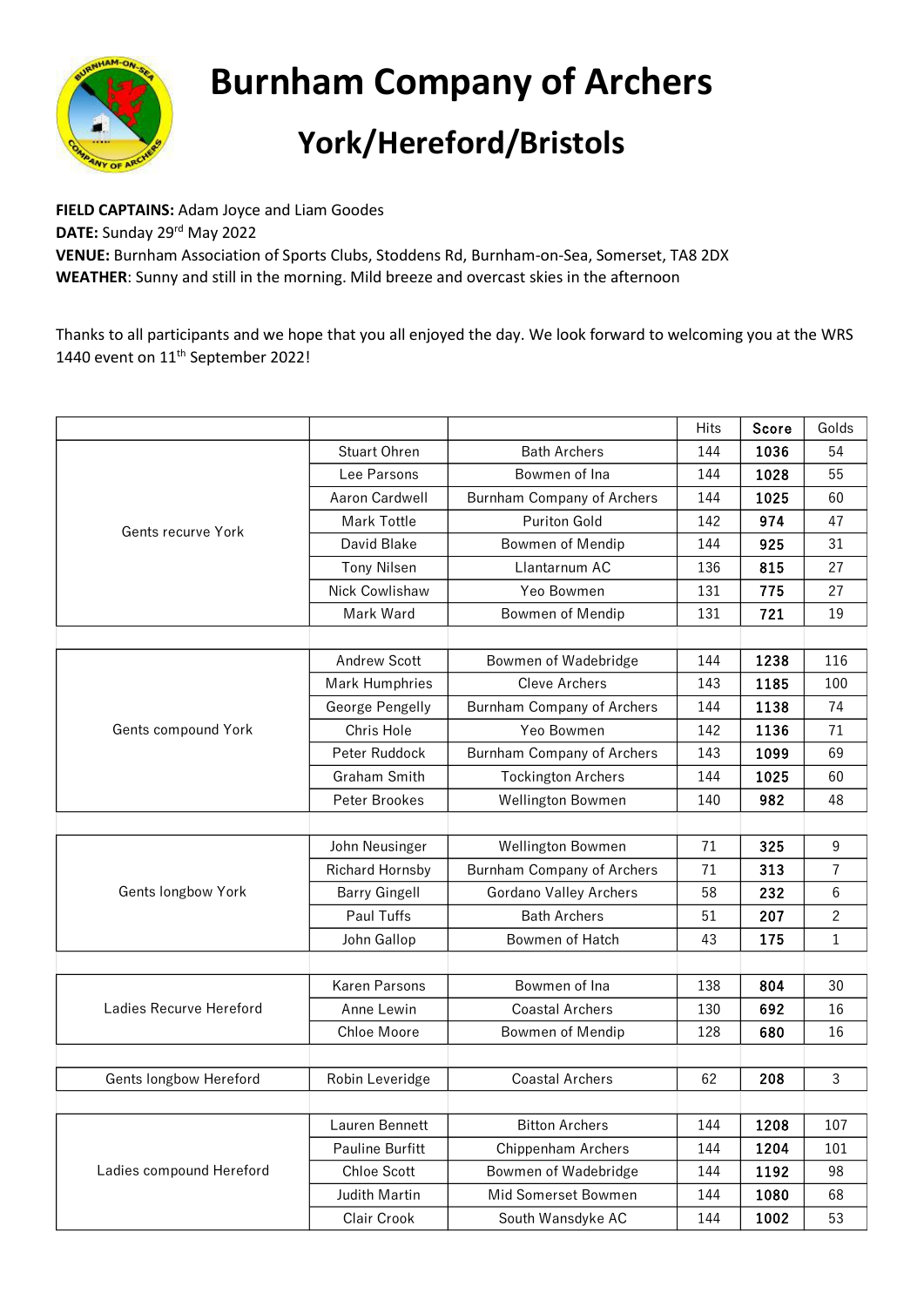# Burnham Company of Archers

## York/Hereford/Bristols

**FIELD CAPTAINS:** Adam Joyce and Liam Goodes
**DATE:** Sunday 29th May 2022
**VENUE:** Burnham Association of Sports Clubs, Stoddens Rd, Burnham-on-Sea, Somerset, TA8 2DX
**WEATHER**: Sunny and still in the morning. Mild breeze and overcast skies in the afternoon

Thanks to all participants and we hope that you all enjoyed the day. We look forward to welcoming you at the WRS 1440 event on 11th September 2022!

| | | | Hits | Score | Golds |
|---|---|---|---|---|---|
| Gents recurve York | Stuart Ohren | Bath Archers | 144 | **1036** | 54 |
| | Lee Parsons | Bowmen of Ina | 144 | **1028** | 55 |
| | Aaron Cardwell | Burnham Company of Archers | 144 | **1025** | 60 |
| | Mark Tottle | Puriton Gold | 142 | **974** | 47 |
| | David Blake | Bowmen of Mendip | 144 | **925** | 31 |
| | Tony Nilsen | Llantarnum AC | 136 | **815** | 27 |
| | Nick Cowlishaw | Yeo Bowmen | 131 | **775** | 27 |
| | Mark Ward | Bowmen of Mendip | 131 | **721** | 19 |
| | | | | | |
| Gents compound York | Andrew Scott | Bowmen of Wadebridge | 144 | **1238** | 116 |
| | Mark Humphries | Cleve Archers | 143 | **1185** | 100 |
| | George Pengelly | Burnham Company of Archers | 144 | **1138** | 74 |
| | Chris Hole | Yeo Bowmen | 142 | **1136** | 71 |
| | Peter Ruddock | Burnham Company of Archers | 143 | **1099** | 69 |
| | Graham Smith | Tockington Archers | 144 | **1025** | 60 |
| | Peter Brookes | Wellington Bowmen | 140 | **982** | 48 |
| | | | | | |
| Gents longbow York | John Neusinger | Wellington Bowmen | 71 | **325** | 9 |
| | Richard Hornsby | Burnham Company of Archers | 71 | **313** | 7 |
| | Barry Gingell | Gordano Valley Archers | 58 | **232** | 6 |
| | Paul Tuffs | Bath Archers | 51 | **207** | 2 |
| | John Gallop | Bowmen of Hatch | 43 | **175** | 1 |
| | | | | | |
| Ladies Recurve Hereford | Karen Parsons | Bowmen of Ina | 138 | **804** | 30 |
| | Anne Lewin | Coastal Archers | 130 | **692** | 16 |
| | Chloe Moore | Bowmen of Mendip | 128 | **680** | 16 |
| | | | | | |
| Gents longbow Hereford | Robin Leveridge | Coastal Archers | 62 | **208** | 3 |
| | | | | | |
| Ladies compound Hereford | Lauren Bennett | Bitton Archers | 144 | **1208** | 107 |
| | Pauline Burfitt | Chippenham Archers | 144 | **1204** | 101 |
| | Chloe Scott | Bowmen of Wadebridge | 144 | **1192** | 98 |
| | Judith Martin | Mid Somerset Bowmen | 144 | **1080** | 68 |
| | Clair Crook | South Wansdyke AC | 144 | **1002** | 53 |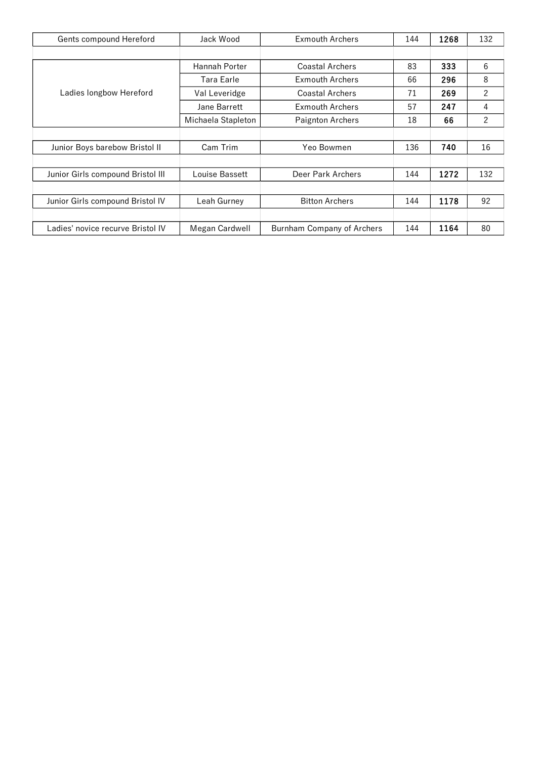| | | | | | |
|---|---|---|---|---|---|
| Gents compound Hereford | Jack Wood | Exmouth Archers | 144 | **1268** | 132 |
| | | | | | |
| Ladies longbow Hereford | Hannah Porter | Coastal Archers | 83 | **333** | 6 |
| | Tara Earle | Exmouth Archers | 66 | **296** | 8 |
| | Val Leveridge | Coastal Archers | 71 | **269** | 2 |
| | Jane Barrett | Exmouth Archers | 57 | **247** | 4 |
| | Michaela Stapleton | Paignton Archers | 18 | **66** | 2 |
| | | | | | |
| Junior Boys barebow Bristol II | Cam Trim | Yeo Bowmen | 136 | **740** | 16 |
| | | | | | |
| Junior Girls compound Bristol III | Louise Bassett | Deer Park Archers | 144 | **1272** | 132 |
| | | | | | |
| Junior Girls compound Bristol IV | Leah Gurney | Bitton Archers | 144 | **1178** | 92 |
| | | | | | |
| Ladies' novice recurve Bristol IV | Megan Cardwell | Burnham Company of Archers | 144 | **1164** | 80 |